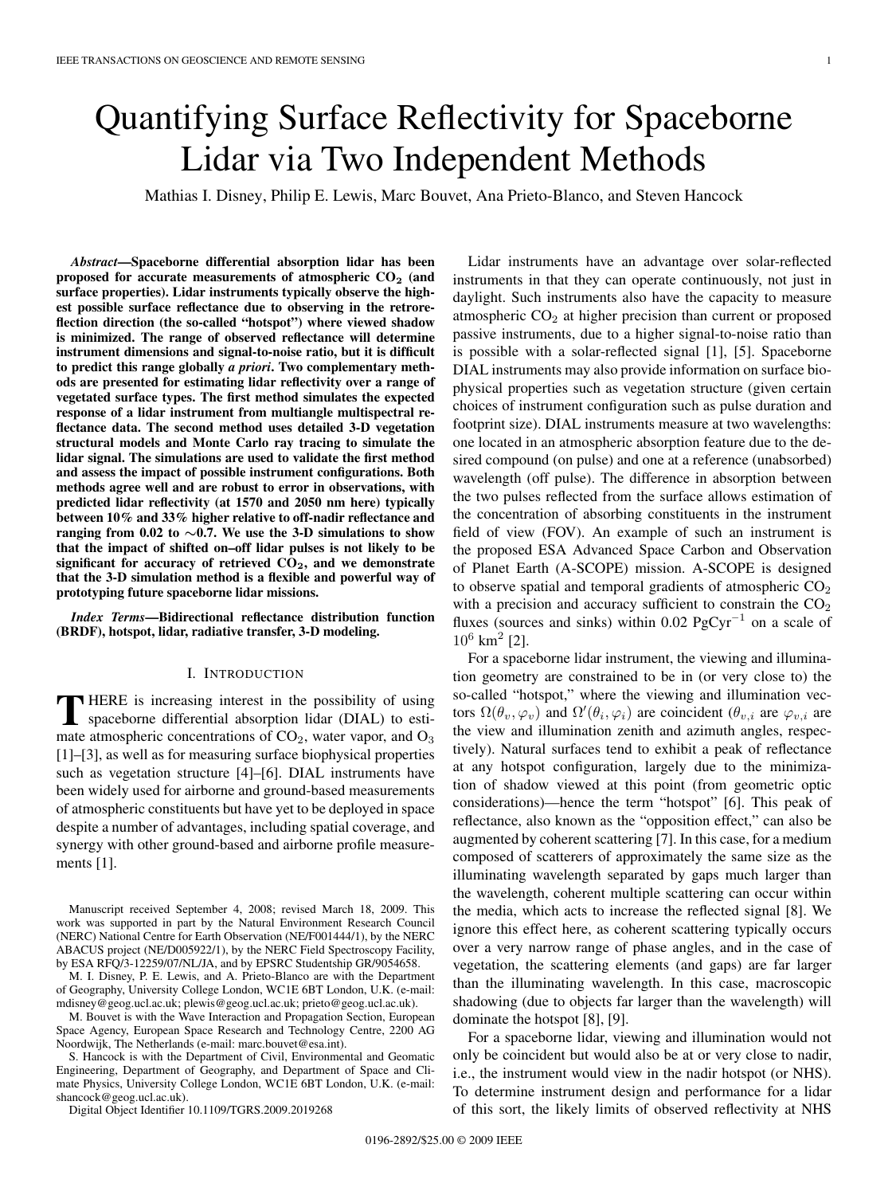# Quantifying Surface Reflectivity for Spaceborne Lidar via Two Independent Methods

Mathias I. Disney, Philip E. Lewis, Marc Bouvet, Ana Prieto-Blanco, and Steven Hancock

***Abstract*—Spaceborne differential absorption lidar has been proposed for accurate measurements of atmospheric $CO_2$ (and surface properties). Lidar instruments typically observe the highest possible surface reflectance due to observing in the retroreflection direction (the so-called "hotspot") where viewed shadow is minimized. The range of observed reflectance will determine instrument dimensions and signal-to-noise ratio, but it is difficult to predict this range globally *a priori*. Two complementary methods are presented for estimating lidar reflectivity over a range of vegetated surface types. The first method simulates the expected response of a lidar instrument from multiangle multispectral reflectance data. The second method uses detailed 3-D vegetation structural models and Monte Carlo ray tracing to simulate the lidar signal. The simulations are used to validate the first method and assess the impact of possible instrument configurations. Both methods agree well and are robust to error in observations, with predicted lidar reflectivity (at 1570 and 2050 nm here) typically between 10% and 33% higher relative to off-nadir reflectance and ranging from 0.02 to ~0.7. We use the 3-D simulations to show that the impact of shifted on–off lidar pulses is not likely to be significant for accuracy of retrieved $CO_2$, and we demonstrate that the 3-D simulation method is a flexible and powerful way of prototyping future spaceborne lidar missions.**

***Index Terms*—Bidirectional reflectance distribution function (BRDF), hotspot, lidar, radiative transfer, 3-D modeling.**

## I. Introduction

There is increasing interest in the possibility of using spaceborne differential absorption lidar (DIAL) to estimate atmospheric concentrations of $CO_2$, water vapor, and $O_3$ [1]–[3], as well as for measuring surface biophysical properties such as vegetation structure [4]–[6]. DIAL instruments have been widely used for airborne and ground-based measurements of atmospheric constituents but have yet to be deployed in space despite a number of advantages, including spatial coverage, and synergy with other ground-based and airborne profile measurements [1].

Lidar instruments have an advantage over solar-reflected instruments in that they can operate continuously, not just in daylight. Such instruments also have the capacity to measure atmospheric $CO_2$ at higher precision than current or proposed passive instruments, due to a higher signal-to-noise ratio than is possible with a solar-reflected signal [1], [5]. Spaceborne DIAL instruments may also provide information on surface biophysical properties such as vegetation structure (given certain choices of instrument configuration such as pulse duration and footprint size). DIAL instruments measure at two wavelengths: one located in an atmospheric absorption feature due to the desired compound (on pulse) and one at a reference (unabsorbed) wavelength (off pulse). The difference in absorption between the two pulses reflected from the surface allows estimation of the concentration of absorbing constituents in the instrument field of view (FOV). An example of such an instrument is the proposed ESA Advanced Space Carbon and Observation of Planet Earth (A-SCOPE) mission. A-SCOPE is designed to observe spatial and temporal gradients of atmospheric $CO_2$ with a precision and accuracy sufficient to constrain the $CO_2$ fluxes (sources and sinks) within 0.02 $\mathrm{PgCyr}^{-1}$ on a scale of $10^6$ $\mathrm{km}^2$ [2].

For a spaceborne lidar instrument, the viewing and illumination geometry are constrained to be in (or very close to) the so-called "hotspot," where the viewing and illumination vectors $\Omega(\theta_v, \varphi_v)$ and $\Omega'(\theta_i, \varphi_i)$ are coincident ($\theta_{v,i}$ are $\varphi_{v,i}$ are the view and illumination zenith and azimuth angles, respectively). Natural surfaces tend to exhibit a peak of reflectance at any hotspot configuration, largely due to the minimization of shadow viewed at this point (from geometric optic considerations)—hence the term "hotspot" [6]. This peak of reflectance, also known as the "opposition effect," can also be augmented by coherent scattering [7]. In this case, for a medium composed of scatterers of approximately the same size as the illuminating wavelength separated by gaps much larger than the wavelength, coherent multiple scattering can occur within the media, which acts to increase the reflected signal [8]. We ignore this effect here, as coherent scattering typically occurs over a very narrow range of phase angles, and in the case of vegetation, the scattering elements (and gaps) are far larger than the illuminating wavelength. In this case, macroscopic shadowing (due to objects far larger than the wavelength) will dominate the hotspot [8], [9].

For a spaceborne lidar, viewing and illumination would not only be coincident but would also be at or very close to nadir, i.e., the instrument would view in the nadir hotspot (or NHS). To determine instrument design and performance for a lidar of this sort, the likely limits of observed reflectivity at NHS

---

Manuscript received September 4, 2008; revised March 18, 2009. This work was supported in part by the Natural Environment Research Council (NERC) National Centre for Earth Observation (NE/F001444/1), by the NERC ABACUS project (NE/D005922/1), by the NERC Field Spectroscopy Facility, by ESA RFQ/3-12259/07/NL/JA, and by EPSRC Studentship GR/9054658.

M. I. Disney, P. E. Lewis, and A. Prieto-Blanco are with the Department of Geography, University College London, London, WC1E 6BT London, U.K. (e-mail: mdisney@geog.ucl.ac.uk; plewis@geog.ucl.ac.uk; prieto@geog.ucl.ac.uk).

M. Bouvet is with the Wave Interaction and Propagation Section, European Space Agency, European Space Research and Technology Centre, 2200 AG Noordwijk, The Netherlands (e-mail: marc.bouvet@esa.int).

S. Hancock is with the Department of Civil, Environmental and Geomatic Engineering, Department of Geography, and Department of Space and Climate Physics, University College London, WC1E 6BT London, U.K. (e-mail: shancock@geog.ucl.ac.uk).

Digital Object Identifier 10.1109/TGRS.2009.2019268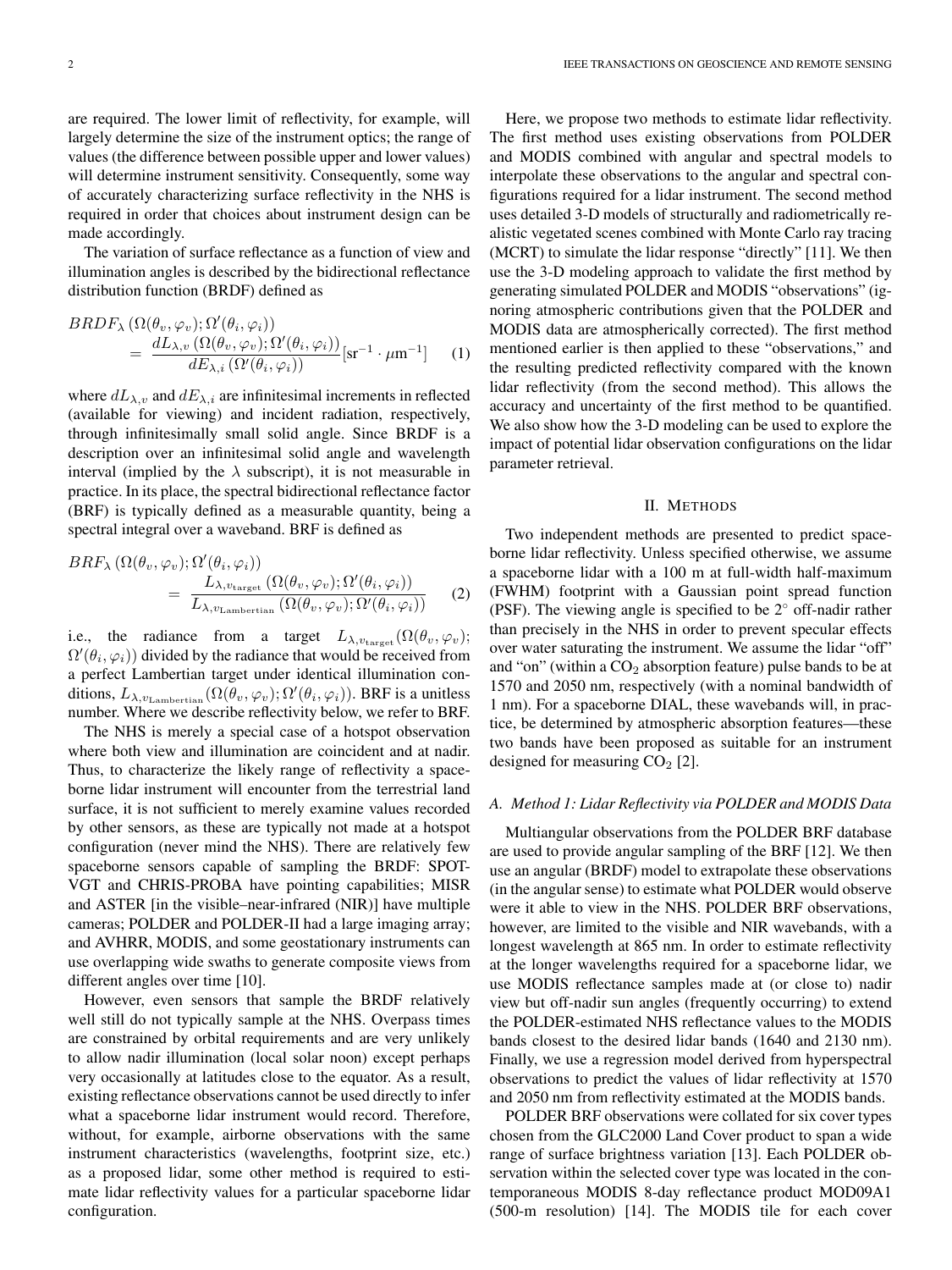are required. The lower limit of reflectivity, for example, will largely determine the size of the instrument optics; the range of values (the difference between possible upper and lower values) will determine instrument sensitivity. Consequently, some way of accurately characterizing surface reflectivity in the NHS is required in order that choices about instrument design can be made accordingly.

The variation of surface reflectance as a function of view and illumination angles is described by the bidirectional reflectance distribution function (BRDF) defined as

$$BRDF_\lambda\left(\Omega(\theta_v,\varphi_v);\Omega'(\theta_i,\varphi_i)\right) = \frac{dL_{\lambda,v}\left(\Omega(\theta_v,\varphi_v);\Omega'(\theta_i,\varphi_i)\right)}{dE_{\lambda,i}\left(\Omega'(\theta_i,\varphi_i)\right)}[\mathrm{sr}^{-1}\cdot\mu\mathrm{m}^{-1}] \quad (1)$$

where $dL_{\lambda,v}$ and $dE_{\lambda,i}$ are infinitesimal increments in reflected (available for viewing) and incident radiation, respectively, through infinitesimally small solid angle. Since BRDF is a description over an infinitesimal solid angle and wavelength interval (implied by the $\lambda$ subscript), it is not measurable in practice. In its place, the spectral bidirectional reflectance factor (BRF) is typically defined as a measurable quantity, being a spectral integral over a waveband. BRF is defined as

$$BRF_\lambda\left(\Omega(\theta_v,\varphi_v);\Omega'(\theta_i,\varphi_i)\right) = \frac{L_{\lambda,v_{\mathrm{target}}}\left(\Omega(\theta_v,\varphi_v);\Omega'(\theta_i,\varphi_i)\right)}{L_{\lambda,v_{\mathrm{Lambertian}}}\left(\Omega(\theta_v,\varphi_v);\Omega'(\theta_i,\varphi_i)\right)} \quad (2)$$

i.e., the radiance from a target $L_{\lambda,v_{\mathrm{target}}}(\Omega(\theta_v,\varphi_v);\Omega'(\theta_i,\varphi_i))$ divided by the radiance that would be received from a perfect Lambertian target under identical illumination conditions, $L_{\lambda,v_{\mathrm{Lambertian}}}(\Omega(\theta_v,\varphi_v);\Omega'(\theta_i,\varphi_i))$. BRF is a unitless number. Where we describe reflectivity below, we refer to BRF.

The NHS is merely a special case of a hotspot observation where both view and illumination are coincident and at nadir. Thus, to characterize the likely range of reflectivity a spaceborne lidar instrument will encounter from the terrestrial land surface, it is not sufficient to merely examine values recorded by other sensors, as these are typically not made at a hotspot configuration (never mind the NHS). There are relatively few spaceborne sensors capable of sampling the BRDF: SPOT-VGT and CHRIS-PROBA have pointing capabilities; MISR and ASTER [in the visible–near-infrared (NIR)] have multiple cameras; POLDER and POLDER-II had a large imaging array; and AVHRR, MODIS, and some geostationary instruments can use overlapping wide swaths to generate composite views from different angles over time [10].

However, even sensors that sample the BRDF relatively well still do not typically sample at the NHS. Overpass times are constrained by orbital requirements and are very unlikely to allow nadir illumination (local solar noon) except perhaps very occasionally at latitudes close to the equator. As a result, existing reflectance observations cannot be used directly to infer what a spaceborne lidar instrument would record. Therefore, without, for example, airborne observations with the same instrument characteristics (wavelengths, footprint size, etc.) as a proposed lidar, some other method is required to estimate lidar reflectivity values for a particular spaceborne lidar configuration.

Here, we propose two methods to estimate lidar reflectivity. The first method uses existing observations from POLDER and MODIS combined with angular and spectral models to interpolate these observations to the angular and spectral configurations required for a lidar instrument. The second method uses detailed 3-D models of structurally and radiometrically realistic vegetated scenes combined with Monte Carlo ray tracing (MCRT) to simulate the lidar response "directly" [11]. We then use the 3-D modeling approach to validate the first method by generating simulated POLDER and MODIS "observations" (ignoring atmospheric contributions given that the POLDER and MODIS data are atmospherically corrected). The first method mentioned earlier is then applied to these "observations," and the resulting predicted reflectivity compared with the known lidar reflectivity (from the second method). This allows the accuracy and uncertainty of the first method to be quantified. We also show how the 3-D modeling can be used to explore the impact of potential lidar observation configurations on the lidar parameter retrieval.

## II. Methods

Two independent methods are presented to predict spaceborne lidar reflectivity. Unless specified otherwise, we assume a spaceborne lidar with a 100 m at full-width half-maximum (FWHM) footprint with a Gaussian point spread function (PSF). The viewing angle is specified to be 2° off-nadir rather than precisely in the NHS in order to prevent specular effects over water saturating the instrument. We assume the lidar "off" and "on" (within a $CO_2$ absorption feature) pulse bands to be at 1570 and 2050 nm, respectively (with a nominal bandwidth of 1 nm). For a spaceborne DIAL, these wavebands will, in practice, be determined by atmospheric absorption features—these two bands have been proposed as suitable for an instrument designed for measuring $CO_2$ [2].

### A. Method 1: Lidar Reflectivity via POLDER and MODIS Data

Multiangular observations from the POLDER BRF database are used to provide angular sampling of the BRF [12]. We then use an angular (BRDF) model to extrapolate these observations (in the angular sense) to estimate what POLDER would observe were it able to view in the NHS. POLDER BRF observations, however, are limited to the visible and NIR wavebands, with a longest wavelength at 865 nm. In order to estimate reflectivity at the longer wavelengths required for a spaceborne lidar, we use MODIS reflectance samples made at (or close to) nadir view but off-nadir sun angles (frequently occurring) to extend the POLDER-estimated NHS reflectance values to the MODIS bands closest to the desired lidar bands (1640 and 2130 nm). Finally, we use a regression model derived from hyperspectral observations to predict the values of lidar reflectivity at 1570 and 2050 nm from reflectivity estimated at the MODIS bands.

POLDER BRF observations were collated for six cover types chosen from the GLC2000 Land Cover product to span a wide range of surface brightness variation [13]. Each POLDER observation within the selected cover type was located in the contemporaneous MODIS 8-day reflectance product MOD09A1 (500-m resolution) [14]. The MODIS tile for each cover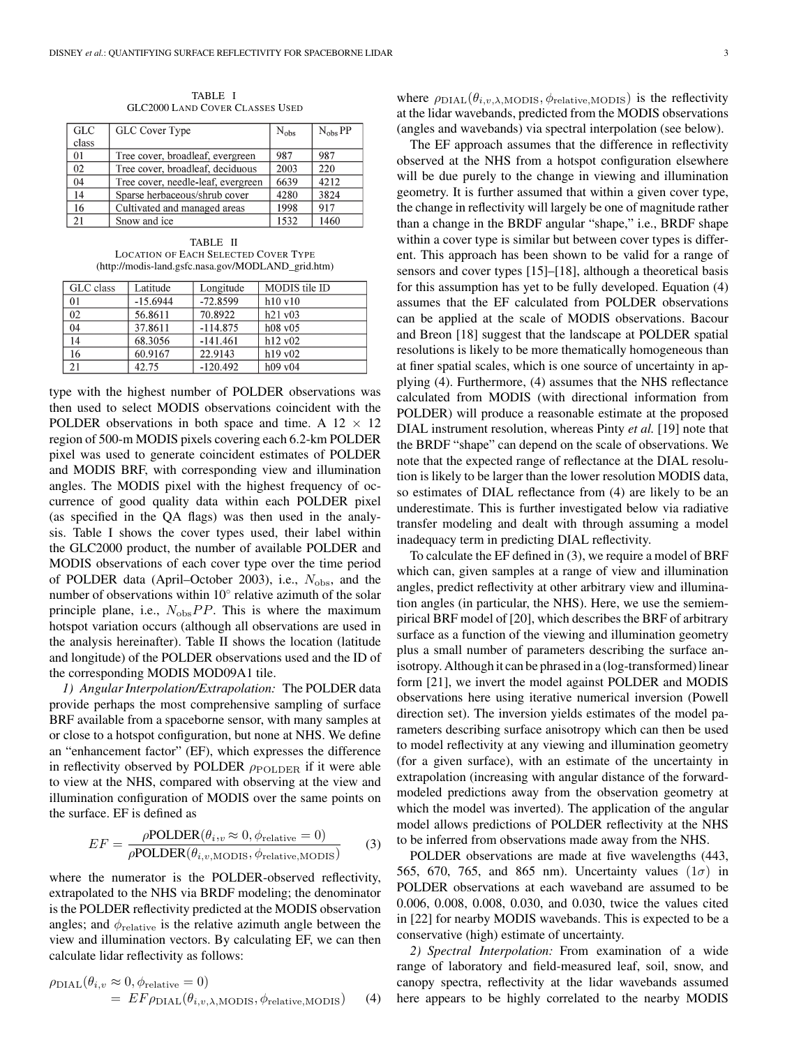TABLE I
GLC2000 LAND COVER CLASSES USED

| GLC class | GLC Cover Type | $N_{obs}$ | $N_{obs}$ PP |
|---|---|---|---|
| 01 | Tree cover, broadleaf, evergreen | 987 | 987 |
| 02 | Tree cover, broadleaf, deciduous | 2003 | 220 |
| 04 | Tree cover, needle-leaf, evergreen | 6639 | 4212 |
| 14 | Sparse herbaceous/shrub cover | 4280 | 3824 |
| 16 | Cultivated and managed areas | 1998 | 917 |
| 21 | Snow and ice | 1532 | 1460 |

TABLE II
LOCATION OF EACH SELECTED COVER TYPE
(http://modis-land.gsfc.nasa.gov/MODLAND_grid.htm)

| GLC class | Latitude | Longitude | MODIS tile ID |
|---|---|---|---|
| 01 | -15.6944 | -72.8599 | h10 v10 |
| 02 | 56.8611 | 70.8922 | h21 v03 |
| 04 | 37.8611 | -114.875 | h08 v05 |
| 14 | 68.3056 | -141.461 | h12 v02 |
| 16 | 60.9167 | 22.9143 | h19 v02 |
| 21 | 42.75 | -120.492 | h09 v04 |

type with the highest number of POLDER observations was then used to select MODIS observations coincident with the POLDER observations in both space and time. A 12 × 12 region of 500-m MODIS pixels covering each 6.2-km POLDER pixel was used to generate coincident estimates of POLDER and MODIS BRF, with corresponding view and illumination angles. The MODIS pixel with the highest frequency of occurrence of good quality data within each POLDER pixel (as specified in the QA flags) was then used in the analysis. Table I shows the cover types used, their label within the GLC2000 product, the number of available POLDER and MODIS observations of each cover type over the time period of POLDER data (April–October 2003), i.e., $N_{\mathrm{obs}}$, and the number of observations within 10° relative azimuth of the solar principle plane, i.e., $N_{\mathrm{obs}}PP$. This is where the maximum hotspot variation occurs (although all observations are used in the analysis hereinafter). Table II shows the location (latitude and longitude) of the POLDER observations used and the ID of the corresponding MODIS MOD09A1 tile.

*1) Angular Interpolation/Extrapolation:* The POLDER data provide perhaps the most comprehensive sampling of surface BRF available from a spaceborne sensor, with many samples at or close to a hotspot configuration, but none at NHS. We define an "enhancement factor" (EF), which expresses the difference in reflectivity observed by POLDER $\rho_{\mathrm{POLDER}}$ if it were able to view at the NHS, compared with observing at the view and illumination configuration of MODIS over the same points on the surface. EF is defined as

$$EF = \frac{\rho\mathrm{POLDER}(\theta_{i,v} \approx 0, \phi_{\mathrm{relative}} = 0)}{\rho\mathrm{POLDER}(\theta_{i,v,\mathrm{MODIS}}, \phi_{\mathrm{relative,MODIS}})} \quad (3)$$

where the numerator is the POLDER-observed reflectivity, extrapolated to the NHS via BRDF modeling; the denominator is the POLDER reflectivity predicted at the MODIS observation angles; and $\phi_{\mathrm{relative}}$ is the relative azimuth angle between the view and illumination vectors. By calculating EF, we can then calculate lidar reflectivity as follows:

$$\rho_{\mathrm{DIAL}}(\theta_{i,v} \approx 0, \phi_{\mathrm{relative}} = 0) = EF\rho_{\mathrm{DIAL}}(\theta_{i,v,\lambda,\mathrm{MODIS}}, \phi_{\mathrm{relative,MODIS}}) \quad (4)$$

where $\rho_{\mathrm{DIAL}}(\theta_{i,v,\lambda,\mathrm{MODIS}}, \phi_{\mathrm{relative,MODIS}})$ is the reflectivity at the lidar wavebands, predicted from the MODIS observations (angles and wavebands) via spectral interpolation (see below).

The EF approach assumes that the difference in reflectivity observed at the NHS from a hotspot configuration elsewhere will be due purely to the change in viewing and illumination geometry. It is further assumed that within a given cover type, the change in reflectivity will largely be one of magnitude rather than a change in the BRDF angular "shape," i.e., BRDF shape within a cover type is similar but between cover types is different. This approach has been shown to be valid for a range of sensors and cover types [15]–[18], although a theoretical basis for this assumption has yet to be fully developed. Equation (4) assumes that the EF calculated from POLDER observations can be applied at the scale of MODIS observations. Bacour and Breon [18] suggest that the landscape at POLDER spatial resolutions is likely to be more thematically homogeneous than at finer spatial scales, which is one source of uncertainty in applying (4). Furthermore, (4) assumes that the NHS reflectance calculated from MODIS (with directional information from POLDER) will produce a reasonable estimate at the proposed DIAL instrument resolution, whereas Pinty *et al.* [19] note that the BRDF "shape" can depend on the scale of observations. We note that the expected range of reflectance at the DIAL resolution is likely to be larger than the lower resolution MODIS data, so estimates of DIAL reflectance from (4) are likely to be an underestimate. This is further investigated below via radiative transfer modeling and dealt with through assuming a model inadequacy term in predicting DIAL reflectivity.

To calculate the EF defined in (3), we require a model of BRF which can, given samples at a range of view and illumination angles, predict reflectivity at other arbitrary view and illumination angles (in particular, the NHS). Here, we use the semiempirical BRF model of [20], which describes the BRF of arbitrary surface as a function of the viewing and illumination geometry plus a small number of parameters describing the surface anisotropy. Although it can be phrased in a (log-transformed) linear form [21], we invert the model against POLDER and MODIS observations here using iterative numerical inversion (Powell direction set). The inversion yields estimates of the model parameters describing surface anisotropy which can then be used to model reflectivity at any viewing and illumination geometry (for a given surface), with an estimate of the uncertainty in extrapolation (increasing with angular distance of the forward-modeled predictions away from the observation geometry at which the model was inverted). The application of the angular model allows predictions of POLDER reflectivity at the NHS to be inferred from observations made away from the NHS.

POLDER observations are made at five wavelengths (443, 565, 670, 765, and 865 nm). Uncertainty values ($1\sigma$) in POLDER observations at each waveband are assumed to be 0.006, 0.008, 0.008, 0.030, and 0.030, twice the values cited in [22] for nearby MODIS wavebands. This is expected to be a conservative (high) estimate of uncertainty.

*2) Spectral Interpolation:* From examination of a wide range of laboratory and field-measured leaf, soil, snow, and canopy spectra, reflectivity at the lidar wavebands assumed here appears to be highly correlated to the nearby MODIS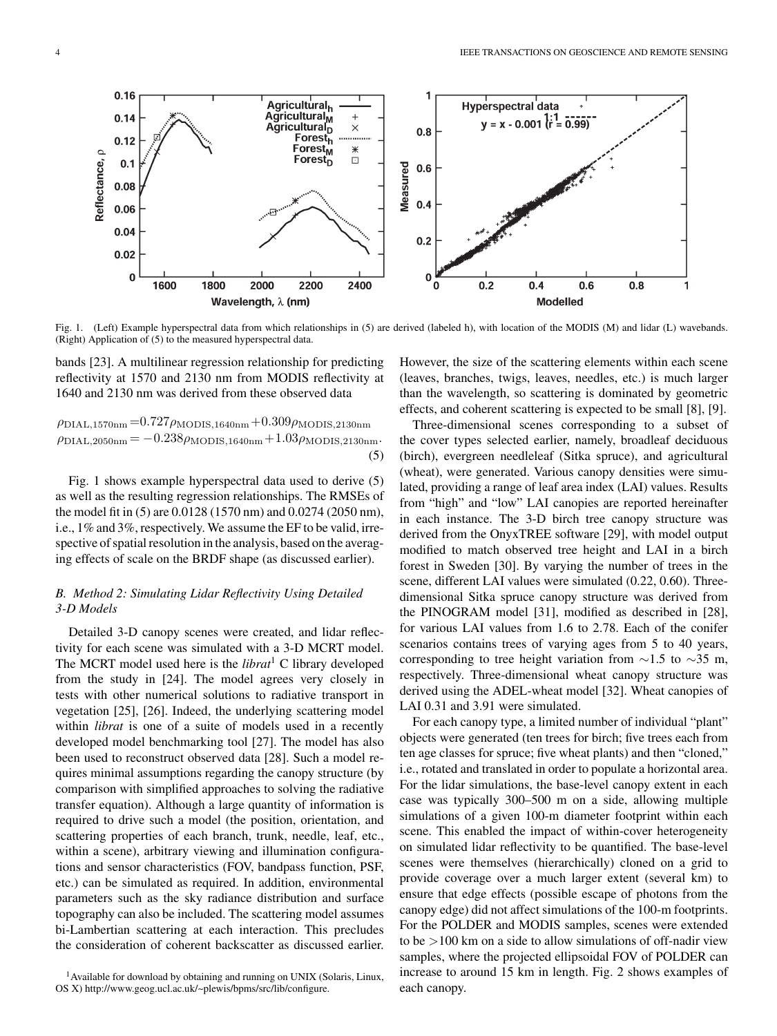Fig. 1. (Left) Example hyperspectral data from which relationships in (5) are derived (labeled h), with location of the MODIS (M) and lidar (L) wavebands. (Right) Application of (5) to the measured hyperspectral data.

bands [23]. A multilinear regression relationship for predicting reflectivity at 1570 and 2130 nm from MODIS reflectivity at 1640 and 2130 nm was derived from these observed data

$$\rho_{\mathrm{DIAL,1570nm}} = 0.727\rho_{\mathrm{MODIS,1640nm}} + 0.309\rho_{\mathrm{MODIS,2130nm}}$$
$$\rho_{\mathrm{DIAL,2050nm}} = -0.238\rho_{\mathrm{MODIS,1640nm}} + 1.03\rho_{\mathrm{MODIS,2130nm}}. \quad (5)$$

Fig. 1 shows example hyperspectral data used to derive (5) as well as the resulting regression relationships. The RMSEs of the model fit in (5) are 0.0128 (1570 nm) and 0.0274 (2050 nm), i.e., 1% and 3%, respectively. We assume the EF to be valid, irrespective of spatial resolution in the analysis, based on the averaging effects of scale on the BRDF shape (as discussed earlier).

### *B. Method 2: Simulating Lidar Reflectivity Using Detailed 3-D Models*

Detailed 3-D canopy scenes were created, and lidar reflectivity for each scene was simulated with a 3-D MCRT model. The MCRT model used here is the *librat*[1] C library developed from the study in [24]. The model agrees very closely in tests with other numerical solutions to radiative transport in vegetation [25], [26]. Indeed, the underlying scattering model within *librat* is one of a suite of models used in a recently developed model benchmarking tool [27]. The model has also been used to reconstruct observed data [28]. Such a model requires minimal assumptions regarding the canopy structure (by comparison with simplified approaches to solving the radiative transfer equation). Although a large quantity of information is required to drive such a model (the position, orientation, and scattering properties of each branch, trunk, needle, leaf, etc., within a scene), arbitrary viewing and illumination configurations and sensor characteristics (FOV, bandpass function, PSF, etc.) can be simulated as required. In addition, environmental parameters such as the sky radiance distribution and surface topography can also be included. The scattering model assumes bi-Lambertian scattering at each interaction. This precludes the consideration of coherent backscatter as discussed earlier. However, the size of the scattering elements within each scene (leaves, branches, twigs, leaves, needles, etc.) is much larger than the wavelength, so scattering is dominated by geometric effects, and coherent scattering is expected to be small [8], [9].

Three-dimensional scenes corresponding to a subset of the cover types selected earlier, namely, broadleaf deciduous (birch), evergreen needleleaf (Sitka spruce), and agricultural (wheat), were generated. Various canopy densities were simulated, providing a range of leaf area index (LAI) values. Results from "high" and "low" LAI canopies are reported hereinafter in each instance. The 3-D birch tree canopy structure was derived from the OnyxTREE software [29], with model output modified to match observed tree height and LAI in a birch forest in Sweden [30]. By varying the number of trees in the scene, different LAI values were simulated (0.22, 0.60). Three-dimensional Sitka spruce canopy structure was derived from the PINOGRAM model [31], modified as described in [28], for various LAI values from 1.6 to 2.78. Each of the conifer scenarios contains trees of varying ages from 5 to 40 years, corresponding to tree height variation from ∼1.5 to ∼35 m, respectively. Three-dimensional wheat canopy structure was derived using the ADEL-wheat model [32]. Wheat canopies of LAI 0.31 and 3.91 were simulated.

For each canopy type, a limited number of individual "plant" objects were generated (ten trees for birch; five trees each from ten age classes for spruce; five wheat plants) and then "cloned," i.e., rotated and translated in order to populate a horizontal area. For the lidar simulations, the base-level canopy extent in each case was typically 300–500 m on a side, allowing multiple simulations of a given 100-m diameter footprint within each scene. This enabled the impact of within-cover heterogeneity on simulated lidar reflectivity to be quantified. The base-level scenes were themselves (hierarchically) cloned on a grid to provide coverage over a much larger extent (several km) to ensure that edge effects (possible escape of photons from the canopy edge) did not affect simulations of the 100-m footprints. For the POLDER and MODIS samples, scenes were extended to be >100 km on a side to allow simulations of off-nadir view samples, where the projected ellipsoidal FOV of POLDER can increase to around 15 km in length. Fig. 2 shows examples of each canopy.

[1] Available for download by obtaining and running on UNIX (Solaris, Linux, OS X) http://www.geog.ucl.ac.uk/~plewis/bpms/src/lib/configure.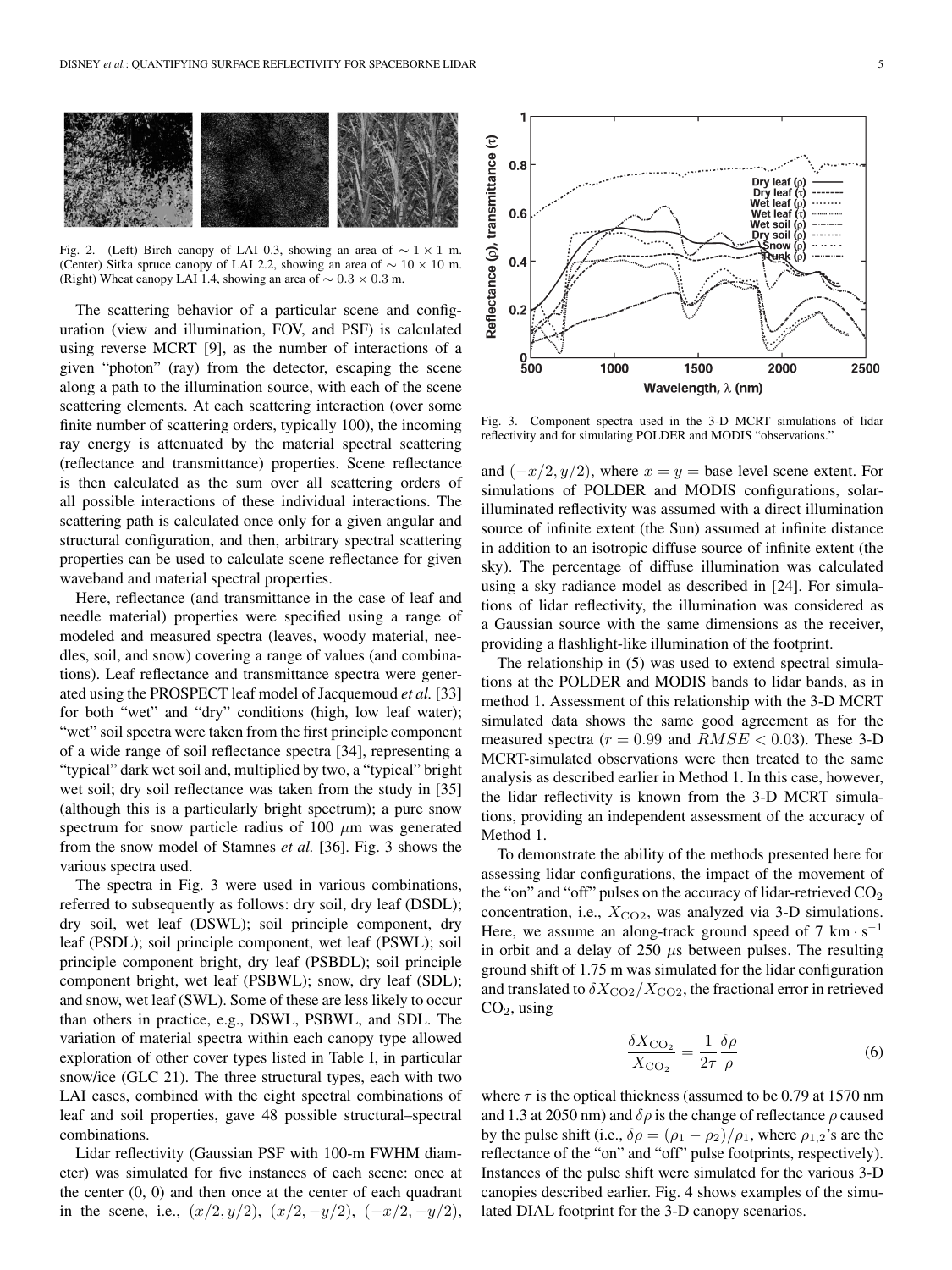Fig. 2. (Left) Birch canopy of LAI 0.3, showing an area of $\sim 1 \times 1$ m. (Center) Sitka spruce canopy of LAI 2.2, showing an area of $\sim 10 \times 10$ m. (Right) Wheat canopy LAI 1.4, showing an area of $\sim 0.3 \times 0.3$ m.

The scattering behavior of a particular scene and configuration (view and illumination, FOV, and PSF) is calculated using reverse MCRT [9], as the number of interactions of a given "photon" (ray) from the detector, escaping the scene along a path to the illumination source, with each of the scene scattering elements. At each scattering interaction (over some finite number of scattering orders, typically 100), the incoming ray energy is attenuated by the material spectral scattering (reflectance and transmittance) properties. Scene reflectance is then calculated as the sum over all scattering orders of all possible interactions of these individual interactions. The scattering path is calculated once only for a given angular and structural configuration, and then, arbitrary spectral scattering properties can be used to calculate scene reflectance for given waveband and material spectral properties.

Here, reflectance (and transmittance in the case of leaf and needle material) properties were specified using a range of modeled and measured spectra (leaves, woody material, needles, soil, and snow) covering a range of values (and combinations). Leaf reflectance and transmittance spectra were generated using the PROSPECT leaf model of Jacquemoud *et al.* [33] for both "wet" and "dry" conditions (high, low leaf water); "wet" soil spectra were taken from the first principle component of a wide range of soil reflectance spectra [34], representing a "typical" dark wet soil and, multiplied by two, a "typical" bright wet soil; dry soil reflectance was taken from the study in [35] (although this is a particularly bright spectrum); a pure snow spectrum for snow particle radius of 100 $\mu$m was generated from the snow model of Stamnes *et al.* [36]. Fig. 3 shows the various spectra used.

The spectra in Fig. 3 were used in various combinations, referred to subsequently as follows: dry soil, dry leaf (DSDL); dry soil, wet leaf (DSWL); soil principle component, dry leaf (PSDL); soil principle component, wet leaf (PSWL); soil principle component bright, dry leaf (PSBDL); soil principle component bright, wet leaf (PSBWL); snow, dry leaf (SDL); and snow, wet leaf (SWL). Some of these are less likely to occur than others in practice, e.g., DSWL, PSBWL, and SDL. The variation of material spectra within each canopy type allowed exploration of other cover types listed in Table I, in particular snow/ice (GLC 21). The three structural types, each with two LAI cases, combined with the eight spectral combinations of leaf and soil properties, gave 48 possible structural–spectral combinations.

Lidar reflectivity (Gaussian PSF with 100-m FWHM diameter) was simulated for five instances of each scene: once at the center (0, 0) and then once at the center of each quadrant in the scene, i.e., $(x/2, y/2)$, $(x/2, -y/2)$, $(-x/2, -y/2)$, and $(-x/2, y/2)$, where $x = y =$ base level scene extent. For simulations of POLDER and MODIS configurations, solar-illuminated reflectivity was assumed with a direct illumination source of infinite extent (the Sun) assumed at infinite distance in addition to an isotropic diffuse source of infinite extent (the sky). The percentage of diffuse illumination was calculated using a sky radiance model as described in [24]. For simulations of lidar reflectivity, the illumination was considered as a Gaussian source with the same dimensions as the receiver, providing a flashlight-like illumination of the footprint.

Fig. 3. Component spectra used in the 3-D MCRT simulations of lidar reflectivity and for simulating POLDER and MODIS "observations."

The relationship in (5) was used to extend spectral simulations at the POLDER and MODIS bands to lidar bands, as in method 1. Assessment of this relationship with the 3-D MCRT simulated data shows the same good agreement as for the measured spectra ($r = 0.99$ and $RMSE < 0.03$). These 3-D MCRT-simulated observations were then treated to the same analysis as described earlier in Method 1. In this case, however, the lidar reflectivity is known from the 3-D MCRT simulations, providing an independent assessment of the accuracy of Method 1.

To demonstrate the ability of the methods presented here for assessing lidar configurations, the impact of the movement of the "on" and "off" pulses on the accuracy of lidar-retrieved $CO_2$ concentration, i.e., $X_{CO2}$, was analyzed via 3-D simulations. Here, we assume an along-track ground speed of 7 $\text{km} \cdot \text{s}^{-1}$ in orbit and a delay of 250 $\mu$s between pulses. The resulting ground shift of 1.75 m was simulated for the lidar configuration and translated to $\delta X_{CO2}/X_{CO2}$, the fractional error in retrieved $CO_2$, using

$$\frac{\delta X_{CO_2}}{X_{CO_2}} = \frac{1}{2\tau} \frac{\delta \rho}{\rho} \tag{6}$$

where $\tau$ is the optical thickness (assumed to be 0.79 at 1570 nm and 1.3 at 2050 nm) and $\delta\rho$ is the change of reflectance $\rho$ caused by the pulse shift (i.e., $\delta\rho = (\rho_1 - \rho_2)/\rho_1$, where $\rho_{1,2}$'s are the reflectance of the "on" and "off" pulse footprints, respectively). Instances of the pulse shift were simulated for the various 3-D canopies described earlier. Fig. 4 shows examples of the simulated DIAL footprint for the 3-D canopy scenarios.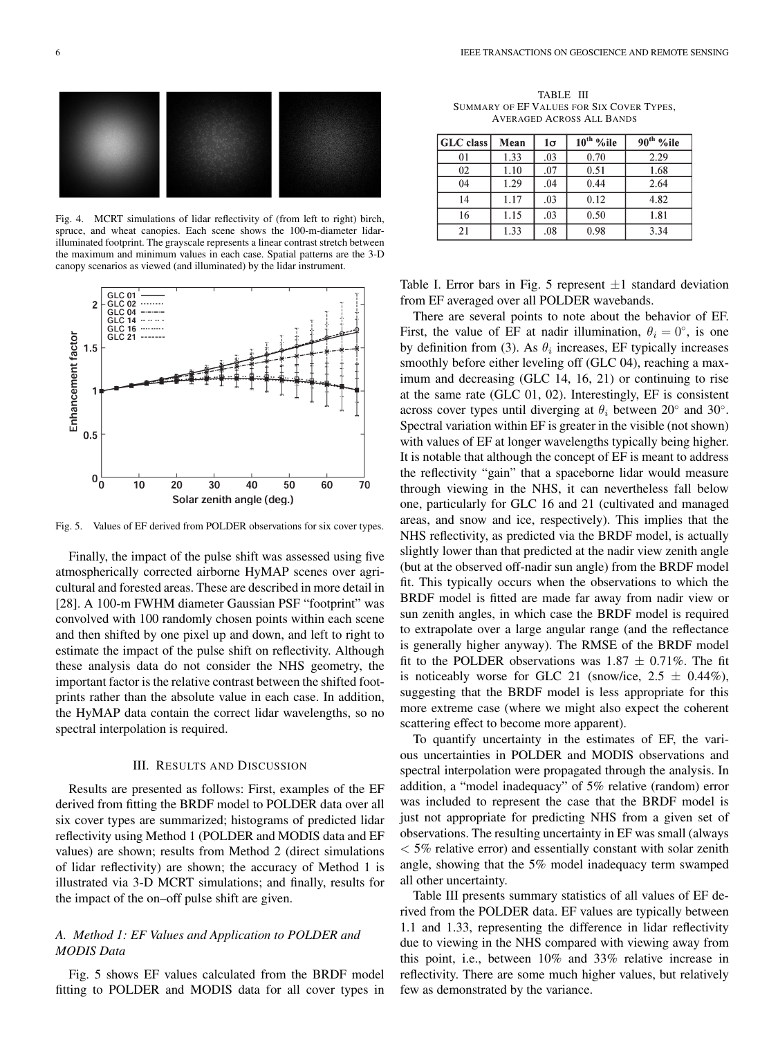Fig. 4. MCRT simulations of lidar reflectivity of (from left to right) birch, spruce, and wheat canopies. Each scene shows the 100-m-diameter lidar-illuminated footprint. The grayscale represents a linear contrast stretch between the maximum and minimum values in each case. Spatial patterns are the 3-D canopy scenarios as viewed (and illuminated) by the lidar instrument.

Fig. 5. Values of EF derived from POLDER observations for six cover types.

Finally, the impact of the pulse shift was assessed using five atmospherically corrected airborne HyMAP scenes over agricultural and forested areas. These are described in more detail in [28]. A 100-m FWHM diameter Gaussian PSF "footprint" was convolved with 100 randomly chosen points within each scene and then shifted by one pixel up and down, and left to right to estimate the impact of the pulse shift on reflectivity. Although these analysis data do not consider the NHS geometry, the important factor is the relative contrast between the shifted footprints rather than the absolute value in each case. In addition, the HyMAP data contain the correct lidar wavelengths, so no spectral interpolation is required.

## III. Results and Discussion

Results are presented as follows: First, examples of the EF derived from fitting the BRDF model to POLDER data over all six cover types are summarized; histograms of predicted lidar reflectivity using Method 1 (POLDER and MODIS data and EF values) are shown; results from Method 2 (direct simulations of lidar reflectivity) are shown; the accuracy of Method 1 is illustrated via 3-D MCRT simulations; and finally, results for the impact of the on–off pulse shift are given.

### *A. Method 1: EF Values and Application to POLDER and MODIS Data*

Fig. 5 shows EF values calculated from the BRDF model fitting to POLDER and MODIS data for all cover types in Table I. Error bars in Fig. 5 represent $\pm 1$ standard deviation from EF averaged over all POLDER wavebands.

There are several points to note about the behavior of EF. First, the value of EF at nadir illumination, $\theta_i = 0^\circ$, is one by definition from (3). As $\theta_i$ increases, EF typically increases smoothly before either leveling off (GLC 04), reaching a maximum and decreasing (GLC 14, 16, 21) or continuing to rise at the same rate (GLC 01, 02). Interestingly, EF is consistent across cover types until diverging at $\theta_i$ between $20^\circ$ and $30^\circ$. Spectral variation within EF is greater in the visible (not shown) with values of EF at longer wavelengths typically being higher. It is notable that although the concept of EF is meant to address the reflectivity "gain" that a spaceborne lidar would measure through viewing in the NHS, it can nevertheless fall below one, particularly for GLC 16 and 21 (cultivated and managed areas, and snow and ice, respectively). This implies that the NHS reflectivity, as predicted via the BRDF model, is actually slightly lower than that predicted at the nadir view zenith angle (but at the observed off-nadir sun angle) from the BRDF model fit. This typically occurs when the observations to which the BRDF model is fitted are made far away from nadir view or sun zenith angles, in which case the BRDF model is required to extrapolate over a large angular range (and the reflectance is generally higher anyway). The RMSE of the BRDF model fit to the POLDER observations was $1.87 \pm 0.71\%$. The fit is noticeably worse for GLC 21 (snow/ice, $2.5 \pm 0.44\%$), suggesting that the BRDF model is less appropriate for this more extreme case (where we might also expect the coherent scattering effect to become more apparent).

To quantify uncertainty in the estimates of EF, the various uncertainties in POLDER and MODIS observations and spectral interpolation were propagated through the analysis. In addition, a "model inadequacy" of 5% relative (random) error was included to represent the case that the BRDF model is just not appropriate for predicting NHS from a given set of observations. The resulting uncertainty in EF was small (always $< 5\%$ relative error) and essentially constant with solar zenith angle, showing that the 5% model inadequacy term swamped all other uncertainty.

TABLE III
Summary of EF Values for Six Cover Types, Averaged Across All Bands

| GLC class | Mean | 1σ | 10th %ile | 90th %ile |
|---|---|---|---|---|
| 01 | 1.33 | .03 | 0.70 | 2.29 |
| 02 | 1.10 | .07 | 0.51 | 1.68 |
| 04 | 1.29 | .04 | 0.44 | 2.64 |
| 14 | 1.17 | .03 | 0.12 | 4.82 |
| 16 | 1.15 | .03 | 0.50 | 1.81 |
| 21 | 1.33 | .08 | 0.98 | 3.34 |

Table III presents summary statistics of all values of EF derived from the POLDER data. EF values are typically between 1.1 and 1.33, representing the difference in lidar reflectivity due to viewing in the NHS compared with viewing away from this point, i.e., between 10% and 33% relative increase in reflectivity. There are some much higher values, but relatively few as demonstrated by the variance.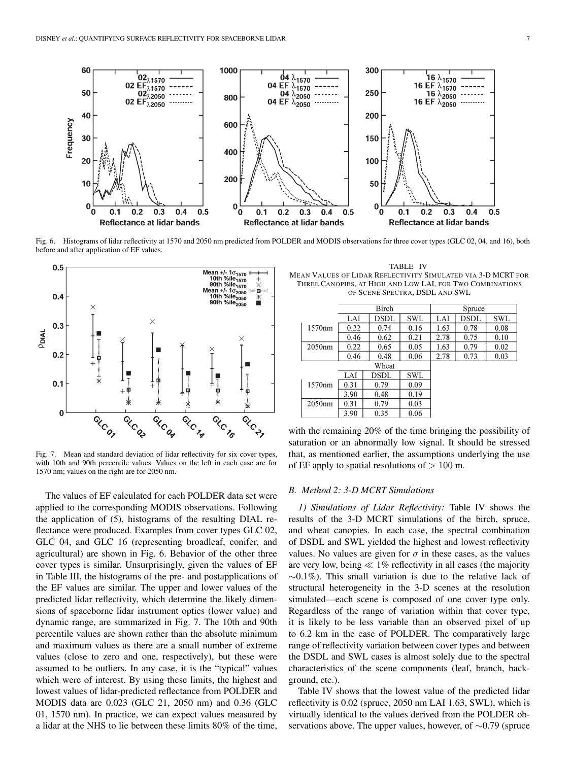Fig. 6. Histograms of lidar reflectivity at 1570 and 2050 nm predicted from POLDER and MODIS observations for three cover types (GLC 02, 04, and 16), both before and after application of EF values.

Fig. 7. Mean and standard deviation of lidar reflectivity for six cover types, with 10th and 90th percentile values. Values on the left in each case are for 1570 nm; values on the right are for 2050 nm.

The values of EF calculated for each POLDER data set were applied to the corresponding MODIS observations. Following the application of (5), histograms of the resulting DIAL reflectance were produced. Examples from cover types GLC 02, GLC 04, and GLC 16 (representing broadleaf, conifer, and agricultural) are shown in Fig. 6. Behavior of the other three cover types is similar. Unsurprisingly, given the values of EF in Table III, the histograms of the pre- and postapplications of the EF values are similar. The upper and lower values of the predicted lidar reflectivity, which determine the likely dimensions of spaceborne lidar instrument optics (lower value) and dynamic range, are summarized in Fig. 7. The 10th and 90th percentile values are shown rather than the absolute minimum and maximum values as there are a small number of extreme values (close to zero and one, respectively), but these were assumed to be outliers. In any case, it is the "typical" values which were of interest. By using these limits, the highest and lowest values of lidar-predicted reflectance from POLDER and MODIS data are 0.023 (GLC 21, 2050 nm) and 0.36 (GLC 01, 1570 nm). In practice, we can expect values measured by a lidar at the NHS to lie between these limits 80% of the time, with the remaining 20% of the time bringing the possibility of saturation or an abnormally low signal. It should be stressed that, as mentioned earlier, the assumptions underlying the use of EF apply to spatial resolutions of $> 100$ m.

TABLE IV

MEAN VALUES OF LIDAR REFLECTIVITY SIMULATED VIA 3-D MCRT FOR THREE CANOPIES, AT HIGH AND LOW LAI, FOR TWO COMBINATIONS OF SCENE SPECTRA, DSDL AND SWL

| | Birch | | | Spruce | | |
|---|---|---|---|---|---|---|
| | LAI | DSDL | SWL | LAI | DSDL | SWL |
| 1570nm | 0.22 | 0.74 | 0.16 | 1.63 | 0.78 | 0.08 |
| | 0.46 | 0.62 | 0.21 | 2.78 | 0.75 | 0.10 |
| 2050nm | 0.22 | 0.65 | 0.05 | 1.63 | 0.79 | 0.02 |
| | 0.46 | 0.48 | 0.06 | 2.78 | 0.73 | 0.03 |
| | Wheat | | | | | |
| | LAI | DSDL | SWL | | | |
| 1570nm | 0.31 | 0.79 | 0.09 | | | |
| | 3.90 | 0.48 | 0.19 | | | |
| 2050nm | 0.31 | 0.79 | 0.03 | | | |
| | 3.90 | 0.35 | 0.06 | | | |

### *B. Method 2: 3-D MCRT Simulations*

*1) Simulations of Lidar Reflectivity:* Table IV shows the results of the 3-D MCRT simulations of the birch, spruce, and wheat canopies. In each case, the spectral combination of DSDL and SWL yielded the highest and lowest reflectivity values. No values are given for $\sigma$ in these cases, as the values are very low, being $\ll 1\%$ reflectivity in all cases (the majority $\sim 0.1\%$). This small variation is due to the relative lack of structural heterogeneity in the 3-D scenes at the resolution simulated—each scene is composed of one cover type only. Regardless of the range of variation within that cover type, it is likely to be less variable than an observed pixel of up to 6.2 km in the case of POLDER. The comparatively large range of reflectivity variation between cover types and between the DSDL and SWL cases is almost solely due to the spectral characteristics of the scene components (leaf, branch, background, etc.).

Table IV shows that the lowest value of the predicted lidar reflectivity is 0.02 (spruce, 2050 nm LAI 1.63, SWL), which is virtually identical to the values derived from the POLDER observations above. The upper values, however, of $\sim 0.79$ (spruce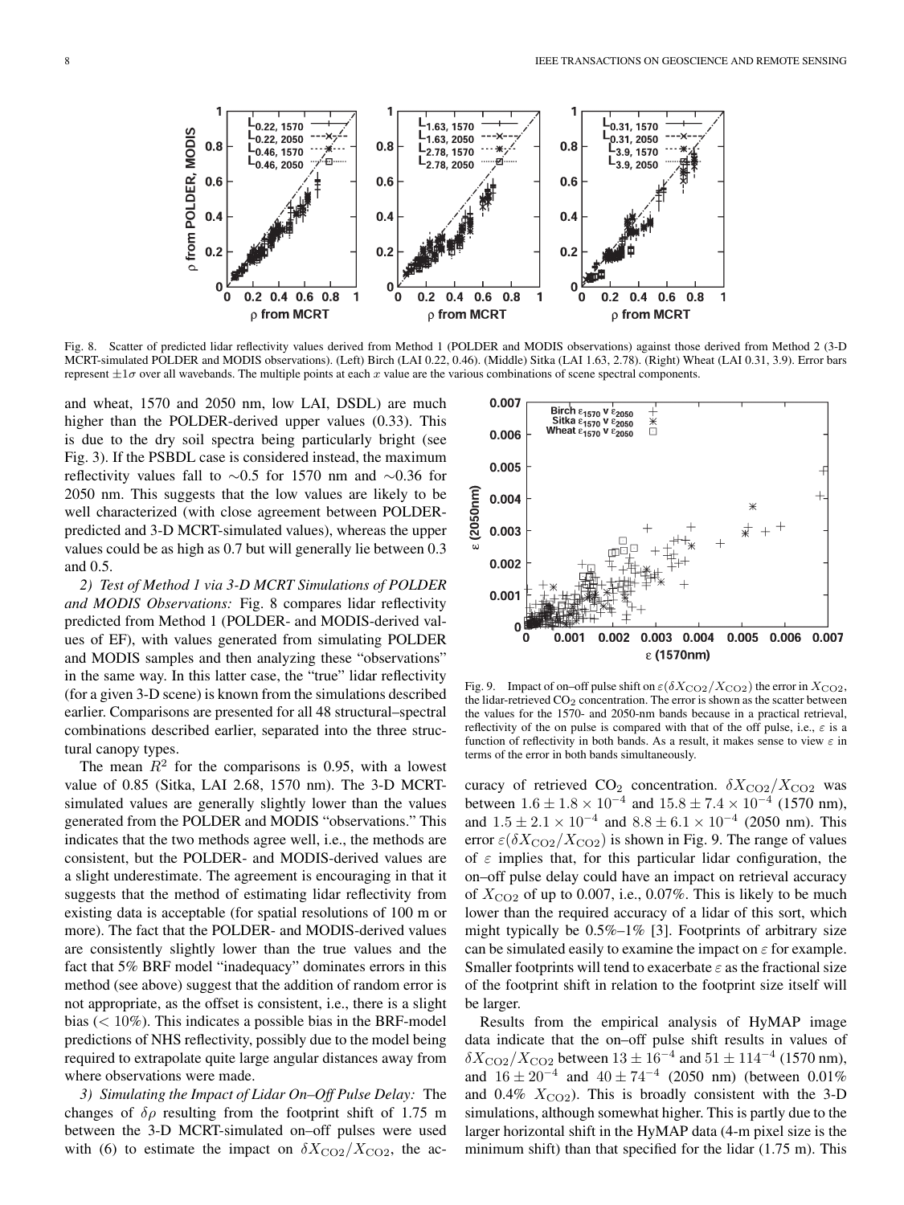Fig. 8. Scatter of predicted lidar reflectivity values derived from Method 1 (POLDER and MODIS observations) against those derived from Method 2 (3-D MCRT-simulated POLDER and MODIS observations). (Left) Birch (LAI 0.22, 0.46). (Middle) Sitka (LAI 1.63, 2.78). (Right) Wheat (LAI 0.31, 3.9). Error bars represent $\pm 1\sigma$ over all wavebands. The multiple points at each $x$ value are the various combinations of scene spectral components.

and wheat, 1570 and 2050 nm, low LAI, DSDL) are much higher than the POLDER-derived upper values (0.33). This is due to the dry soil spectra being particularly bright (see Fig. 3). If the PSBDL case is considered instead, the maximum reflectivity values fall to $\sim$0.5 for 1570 nm and $\sim$0.36 for 2050 nm. This suggests that the low values are likely to be well characterized (with close agreement between POLDER-predicted and 3-D MCRT-simulated values), whereas the upper values could be as high as 0.7 but will generally lie between 0.3 and 0.5.

*2) Test of Method 1 via 3-D MCRT Simulations of POLDER and MODIS Observations:* Fig. 8 compares lidar reflectivity predicted from Method 1 (POLDER- and MODIS-derived values of EF), with values generated from simulating POLDER and MODIS samples and then analyzing these "observations" in the same way. In this latter case, the "true" lidar reflectivity (for a given 3-D scene) is known from the simulations described earlier. Comparisons are presented for all 48 structural–spectral combinations described earlier, separated into the three structural canopy types.

The mean $R^2$ for the comparisons is 0.95, with a lowest value of 0.85 (Sitka, LAI 2.68, 1570 nm). The 3-D MCRT-simulated values are generally slightly lower than the values generated from the POLDER and MODIS "observations." This indicates that the two methods agree well, i.e., the methods are consistent, but the POLDER- and MODIS-derived values are a slight underestimate. The agreement is encouraging in that it suggests that the method of estimating lidar reflectivity from existing data is acceptable (for spatial resolutions of 100 m or more). The fact that the POLDER- and MODIS-derived values are consistently slightly lower than the true values and the fact that 5% BRF model "inadequacy" dominates errors in this method (see above) suggest that the addition of random error is not appropriate, as the offset is consistent, i.e., there is a slight bias ($< 10\%$). This indicates a possible bias in the BRF-model predictions of NHS reflectivity, possibly due to the model being required to extrapolate quite large angular distances away from where observations were made.

*3) Simulating the Impact of Lidar On–Off Pulse Delay:* The changes of $\delta\rho$ resulting from the footprint shift of 1.75 m between the 3-D MCRT-simulated on–off pulses were used with (6) to estimate the impact on $\delta X_{CO2}/X_{CO2}$, the accuracy of retrieved $CO_2$ concentration. $\delta X_{CO2}/X_{CO2}$ was between $1.6 \pm 1.8 \times 10^{-4}$ and $15.8 \pm 7.4 \times 10^{-4}$ (1570 nm), and $1.5 \pm 2.1 \times 10^{-4}$ and $8.8 \pm 6.1 \times 10^{-4}$ (2050 nm). This error $\varepsilon(\delta X_{CO2}/X_{CO2})$ is shown in Fig. 9. The range of values of $\varepsilon$ implies that, for this particular lidar configuration, the on–off pulse delay could have an impact on retrieval accuracy of $X_{CO2}$ of up to 0.007, i.e., 0.07%. This is likely to be much lower than the required accuracy of a lidar of this sort, which might typically be 0.5%–1% [3]. Footprints of arbitrary size can be simulated easily to examine the impact on $\varepsilon$ for example. Smaller footprints will tend to exacerbate $\varepsilon$ as the fractional size of the footprint shift in relation to the footprint size itself will be larger.

Fig. 9. Impact of on–off pulse shift on $\varepsilon(\delta X_{CO2}/X_{CO2})$ the error in $X_{CO2}$, the lidar-retrieved $CO_2$ concentration. The error is shown as the scatter between the values for the 1570- and 2050-nm bands because in a practical retrieval, reflectivity of the on pulse is compared with that of the off pulse, i.e., $\varepsilon$ is a function of reflectivity in both bands. As a result, it makes sense to view $\varepsilon$ in terms of the error in both bands simultaneously.

Results from the empirical analysis of HyMAP image data indicate that the on–off pulse shift results in values of $\delta X_{CO2}/X_{CO2}$ between $13 \pm 16^{-4}$ and $51 \pm 114^{-4}$ (1570 nm), and $16 \pm 20^{-4}$ and $40 \pm 74^{-4}$ (2050 nm) (between 0.01% and 0.4% $X_{CO2}$). This is broadly consistent with the 3-D simulations, although somewhat higher. This is partly due to the larger horizontal shift in the HyMAP data (4-m pixel size is the minimum shift) than that specified for the lidar (1.75 m). This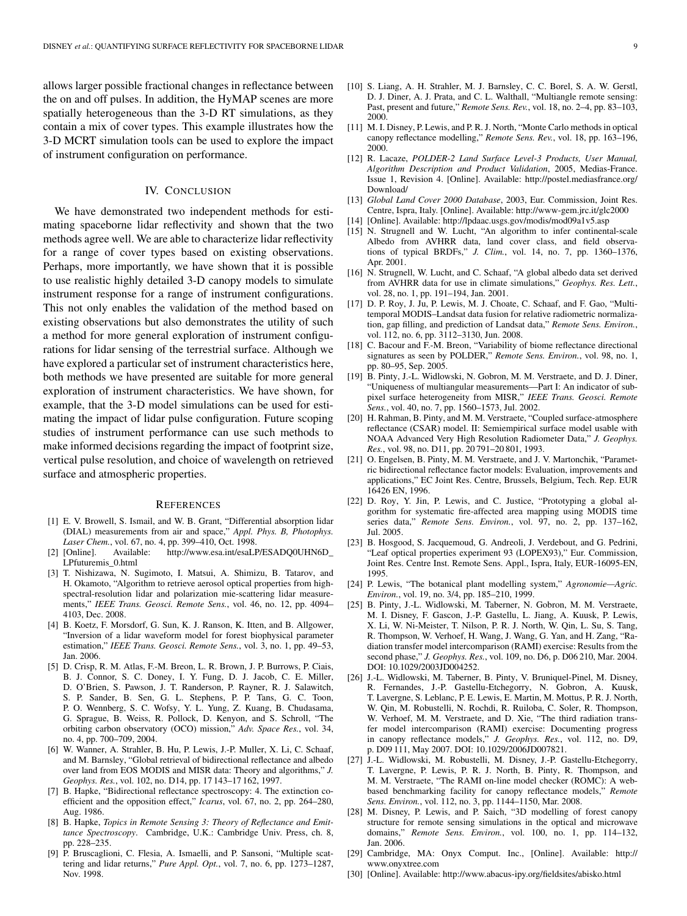allows larger possible fractional changes in reflectance between the on and off pulses. In addition, the HyMAP scenes are more spatially heterogeneous than the 3-D RT simulations, as they contain a mix of cover types. This example illustrates how the 3-D MCRT simulation tools can be used to explore the impact of instrument configuration on performance.

## IV. Conclusion

We have demonstrated two independent methods for estimating spaceborne lidar reflectivity and shown that the two methods agree well. We are able to characterize lidar reflectivity for a range of cover types based on existing observations. Perhaps, more importantly, we have shown that it is possible to use realistic highly detailed 3-D canopy models to simulate instrument response for a range of instrument configurations. This not only enables the validation of the method based on existing observations but also demonstrates the utility of such a method for more general exploration of instrument configurations for lidar sensing of the terrestrial surface. Although we have explored a particular set of instrument characteristics here, both methods we have presented are suitable for more general exploration of instrument characteristics. We have shown, for example, that the 3-D model simulations can be used for estimating the impact of lidar pulse configuration. Future scoping studies of instrument performance can use such methods to make informed decisions regarding the impact of footprint size, vertical pulse resolution, and choice of wavelength on retrieved surface and atmospheric properties.

## References

[1] E. V. Browell, S. Ismail, and W. B. Grant, "Differential absorption lidar (DIAL) measurements from air and space," *Appl. Phys. B, Photophys. Laser Chem.*, vol. 67, no. 4, pp. 399–410, Oct. 1998.

[2] [Online]. Available: http://www.esa.int/esaLP/ESADQ0UHN6D_LPfuturemis_0.html

[3] T. Nishizawa, N. Sugimoto, I. Matsui, A. Shimizu, B. Tatarov, and H. Okamoto, "Algorithm to retrieve aerosol optical properties from high-spectral-resolution lidar and polarization mie-scattering lidar measurements," *IEEE Trans. Geosci. Remote Sens.*, vol. 46, no. 12, pp. 4094–4103, Dec. 2008.

[4] B. Koetz, F. Morsdorf, G. Sun, K. J. Ranson, K. Itten, and B. Allgower, "Inversion of a lidar waveform model for forest biophysical parameter estimation," *IEEE Trans. Geosci. Remote Sens.*, vol. 3, no. 1, pp. 49–53, Jan. 2006.

[5] D. Crisp, R. M. Atlas, F.-M. Breon, L. R. Brown, J. P. Burrows, P. Ciais, B. J. Connor, S. C. Doney, I. Y. Fung, D. J. Jacob, C. E. Miller, D. O'Brien, S. Pawson, J. T. Randerson, P. Rayner, R. J. Salawitch, S. P. Sander, B. Sen, G. L. Stephens, P. P. Tans, G. C. Toon, P. O. Wennberg, S. C. Wofsy, Y. L. Yung, Z. Kuang, B. Chudasama, G. Sprague, B. Weiss, R. Pollock, D. Kenyon, and S. Schroll, "The orbiting carbon observatory (OCO) mission," *Adv. Space Res.*, vol. 34, no. 4, pp. 700–709, 2004.

[6] W. Wanner, A. Strahler, B. Hu, P. Lewis, J.-P. Muller, X. Li, C. Schaaf, and M. Barnsley, "Global retrieval of bidirectional reflectance and albedo over land from EOS MODIS and MISR data: Theory and algorithms," *J. Geophys. Res.*, vol. 102, no. D14, pp. 17 143–17 162, 1997.

[7] B. Hapke, "Bidirectional reflectance spectroscopy: 4. The extinction coefficient and the opposition effect," *Icarus*, vol. 67, no. 2, pp. 264–280, Aug. 1986.

[8] B. Hapke, *Topics in Remote Sensing 3: Theory of Reflectance and Emittance Spectroscopy*. Cambridge, U.K.: Cambridge Univ. Press, ch. 8, pp. 228–235.

[9] P. Bruscaglioni, C. Flesia, A. Ismaelli, and P. Sansoni, "Multiple scattering and lidar returns," *Pure Appl. Opt.*, vol. 7, no. 6, pp. 1273–1287, Nov. 1998.

[10] S. Liang, A. H. Strahler, M. J. Barnsley, C. C. Borel, S. A. W. Gerstl, D. J. Diner, A. J. Prata, and C. L. Walthall, "Multiangle remote sensing: Past, present and future," *Remote Sens. Rev.*, vol. 18, no. 2–4, pp. 83–103, 2000.

[11] M. I. Disney, P. Lewis, and P. R. J. North, "Monte Carlo methods in optical canopy reflectance modelling," *Remote Sens. Rev.*, vol. 18, pp. 163–196, 2000.

[12] R. Lacaze, *POLDER-2 Land Surface Level-3 Products, User Manual, Algorithm Description and Product Validation*, 2005, Medias-France. Issue 1, Revision 4. [Online]. Available: http://postel.mediasfrance.org/Download/

[13] *Global Land Cover 2000 Database*, 2003, Eur. Commission, Joint Res. Centre, Ispra, Italy. [Online]. Available: http://www-gem.jrc.it/glc2000

[14] [Online]. Available: http://lpdaac.usgs.gov/modis/mod09a1v5.asp

[15] N. Strugnell and W. Lucht, "An algorithm to infer continental-scale Albedo from AVHRR data, land cover class, and field observations of typical BRDFs," *J. Clim.*, vol. 14, no. 7, pp. 1360–1376, Apr. 2001.

[16] N. Strugnell, W. Lucht, and C. Schaaf, "A global albedo data set derived from AVHRR data for use in climate simulations," *Geophys. Res. Lett.*, vol. 28, no. 1, pp. 191–194, Jan. 2001.

[17] D. P. Roy, J. Ju, P. Lewis, M. J. Choate, C. Schaaf, and F. Gao, "Multi-temporal MODIS–Landsat data fusion for relative radiometric normalization, gap filling, and prediction of Landsat data," *Remote Sens. Environ.*, vol. 112, no. 6, pp. 3112–3130, Jun. 2008.

[18] C. Bacour and F.-M. Breon, "Variability of biome reflectance directional signatures as seen by POLDER," *Remote Sens. Environ.*, vol. 98, no. 1, pp. 80–95, Sep. 2005.

[19] B. Pinty, J.-L. Widlowski, N. Gobron, M. M. Verstraete, and D. J. Diner, "Uniqueness of multiangular measurements—Part I: An indicator of sub-pixel surface heterogeneity from MISR," *IEEE Trans. Geosci. Remote Sens.*, vol. 40, no. 7, pp. 1560–1573, Jul. 2002.

[20] H. Rahman, B. Pinty, and M. M. Verstraete, "Coupled surface-atmosphere reflectance (CSAR) model. II: Semiempirical surface model usable with NOAA Advanced Very High Resolution Radiometer Data," *J. Geophys. Res.*, vol. 98, no. D11, pp. 20 791–20 801, 1993.

[21] O. Engelsen, B. Pinty, M. M. Verstraete, and J. V. Martonchik, "Parametric bidirectional reflectance factor models: Evaluation, improvements and applications," EC Joint Res. Centre, Brussels, Belgium, Tech. Rep. EUR 16426 EN, 1996.

[22] D. Roy, Y. Jin, P. Lewis, and C. Justice, "Prototyping a global algorithm for systematic fire-affected area mapping using MODIS time series data," *Remote Sens. Environ.*, vol. 97, no. 2, pp. 137–162, Jul. 2005.

[23] B. Hosgood, S. Jacquemoud, G. Andreoli, J. Verdebout, and G. Pedrini, "Leaf optical properties experiment 93 (LOPEX93)," Eur. Commission, Joint Res. Centre Inst. Remote Sens. Appl., Ispra, Italy, EUR-16095-EN, 1995.

[24] P. Lewis, "The botanical plant modelling system," *Agronomie—Agric. Environ.*, vol. 19, no. 3/4, pp. 185–210, 1999.

[25] B. Pinty, J.-L. Widlowski, M. Taberner, N. Gobron, M. M. Verstraete, M. I. Disney, F. Gascon, J.-P. Gastellu, L. Jiang, A. Kuusk, P. Lewis, X. Li, W. Ni-Meister, T. Nilson, P. R. J. North, W. Qin, L. Su, S. Tang, R. Thompson, W. Verhoef, H. Wang, J. Wang, G. Yan, and H. Zang, "Radiation transfer model intercomparison (RAMI) exercise: Results from the second phase," *J. Geophys. Res.*, vol. 109, no. D6, p. D06 210, Mar. 2004. DOI: 10.1029/2003JD004252.

[26] J.-L. Widlowski, M. Taberner, B. Pinty, V. Bruniquel-Pinel, M. Disney, R. Fernandes, J.-P. Gastellu-Etchegorry, N. Gobron, A. Kuusk, T. Lavergne, S. Leblanc, P. E. Lewis, E. Martin, M. Mottus, P. R. J. North, W. Qin, M. Robustelli, N. Rochdi, R. Ruiloba, C. Soler, R. Thompson, W. Verhoef, M. M. Verstraete, and D. Xie, "The third radiation transfer model intercomparison (RAMI) exercise: Documenting progress in canopy reflectance models," *J. Geophys. Res.*, vol. 112, no. D9, p. D09 111, May 2007. DOI: 10.1029/2006JD007821.

[27] J.-L. Widlowski, M. Robustelli, M. Disney, J.-P. Gastellu-Etchegorry, T. Lavergne, P. Lewis, P. R. J. North, B. Pinty, R. Thompson, and M. M. Verstraete, "The RAMI on-line model checker (ROMC): A web-based benchmarking facility for canopy reflectance models," *Remote Sens. Environ.*, vol. 112, no. 3, pp. 1144–1150, Mar. 2008.

[28] M. Disney, P. Lewis, and P. Saich, "3D modelling of forest canopy structure for remote sensing simulations in the optical and microwave domains," *Remote Sens. Environ.*, vol. 100, no. 1, pp. 114–132, Jan. 2006.

[29] Cambridge, MA: Onyx Comput. Inc., [Online]. Available: http://www.onyxtree.com

[30] [Online]. Available: http://www.abacus-ipy.org/fieldsites/abisko.html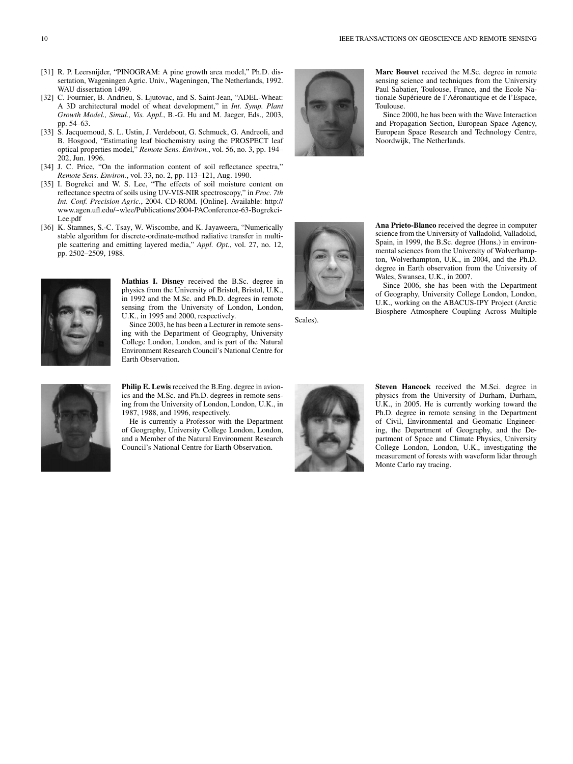[31] R. P. Leersnijder, "PINOGRAM: A pine growth area model," Ph.D. dissertation, Wageningen Agric. Univ., Wageningen, The Netherlands, 1992. WAU dissertation 1499.

[32] C. Fournier, B. Andrieu, S. Ljutovac, and S. Saint-Jean, "ADEL-Wheat: A 3D architectural model of wheat development," in *Int. Symp. Plant Growth Model., Simul., Vis. Appl.*, B.-G. Hu and M. Jaeger, Eds., 2003, pp. 54–63.

[33] S. Jacquemoud, S. L. Ustin, J. Verdebout, G. Schmuck, G. Andreoli, and B. Hosgood, "Estimating leaf biochemistry using the PROSPECT leaf optical properties model," *Remote Sens. Environ.*, vol. 56, no. 3, pp. 194–202, Jun. 1996.

[34] J. C. Price, "On the information content of soil reflectance spectra," *Remote Sens. Environ.*, vol. 33, no. 2, pp. 113–121, Aug. 1990.

[35] I. Bogrekci and W. S. Lee, "The effects of soil moisture content on reflectance spectra of soils using UV-VIS-NIR spectroscopy," in *Proc. 7th Int. Conf. Precision Agric.*, 2004. CD-ROM. [Online]. Available: http://www.agen.ufl.edu/~wlee/Publications/2004-PAConference-63-Bogrekci-Lee.pdf

[36] K. Stamnes, S.-C. Tsay, W. Wiscombe, and K. Jayaweera, "Numerically stable algorithm for discrete-ordinate-method radiative transfer in multiple scattering and emitting layered media," *Appl. Opt.*, vol. 27, no. 12, pp. 2502–2509, 1988.

**Mathias I. Disney** received the B.Sc. degree in physics from the University of Bristol, Bristol, U.K., in 1992 and the M.Sc. and Ph.D. degrees in remote sensing from the University of London, London, U.K., in 1995 and 2000, respectively.

Since 2003, he has been a Lecturer in remote sensing with the Department of Geography, University College London, London, and is part of the Natural Environment Research Council's National Centre for Earth Observation.

**Philip E. Lewis** received the B.Eng. degree in avionics and the M.Sc. and Ph.D. degrees in remote sensing from the University of London, London, U.K., in 1987, 1988, and 1996, respectively.

He is currently a Professor with the Department of Geography, University College London, London, and a Member of the Natural Environment Research Council's National Centre for Earth Observation.

**Marc Bouvet** received the M.Sc. degree in remote sensing science and techniques from the University Paul Sabatier, Toulouse, France, and the Ecole Nationale Supérieure de l'Aéronautique et de l'Espace, Toulouse.

Since 2000, he has been with the Wave Interaction and Propagation Section, European Space Agency, European Space Research and Technology Centre, Noordwijk, The Netherlands.

**Ana Prieto-Blanco** received the degree in computer science from the University of Valladolid, Valladolid, Spain, in 1999, the B.Sc. degree (Hons.) in environmental sciences from the University of Wolverhampton, Wolverhampton, U.K., in 2004, and the Ph.D. degree in Earth observation from the University of Wales, Swansea, U.K., in 2007.

Since 2006, she has been with the Department of Geography, University College London, London, U.K., working on the ABACUS-IPY Project (Arctic Biosphere Atmosphere Coupling Across Multiple Scales).

**Steven Hancock** received the M.Sci. degree in physics from the University of Durham, Durham, U.K., in 2005. He is currently working toward the Ph.D. degree in remote sensing in the Department of Civil, Environmental and Geomatic Engineering, the Department of Geography, and the Department of Space and Climate Physics, University College London, London, U.K., investigating the measurement of forests with waveform lidar through Monte Carlo ray tracing.